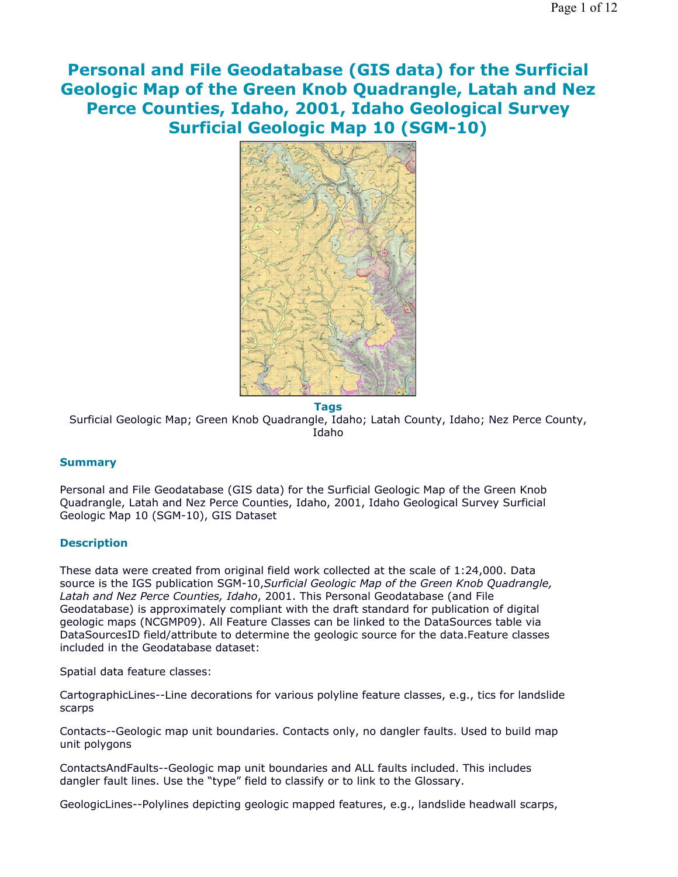# Personal and File Geodatabase (GIS data) for the Surficial Geologic Map of the Green Knob Quadrangle, Latah and Nez Perce Counties, Idaho, 2001, Idaho Geological Survey Surficial Geologic Map 10 (SGM-10)

**Tags**

Surficial Geologic Map; Green Knob Quadrangle, Idaho; Latah County, Idaho; Nez Perce County, Idaho

## Summary

Personal and File Geodatabase (GIS data) for the Surficial Geologic Map of the Green Knob Quadrangle, Latah and Nez Perce Counties, Idaho, 2001, Idaho Geological Survey Surficial Geologic Map 10 (SGM-10), GIS Dataset

## Description

These data were created from original field work collected at the scale of 1:24,000. Data source is the IGS publication SGM-10,*Surficial Geologic Map of the Green Knob Quadrangle, Latah and Nez Perce Counties, Idaho*, 2001. This Personal Geodatabase (and File Geodatabase) is approximately compliant with the draft standard for publication of digital geologic maps (NCGMP09). All Feature Classes can be linked to the DataSources table via DataSourcesID field/attribute to determine the geologic source for the data.Feature classes included in the Geodatabase dataset:

Spatial data feature classes:

CartographicLines--Line decorations for various polyline feature classes, e.g., tics for landslide scarps

Contacts--Geologic map unit boundaries. Contacts only, no dangler faults. Used to build map unit polygons

ContactsAndFaults--Geologic map unit boundaries and ALL faults included. This includes dangler fault lines. Use the "type" field to classify or to link to the Glossary.

GeologicLines--Polylines depicting geologic mapped features, e.g., landslide headwall scarps,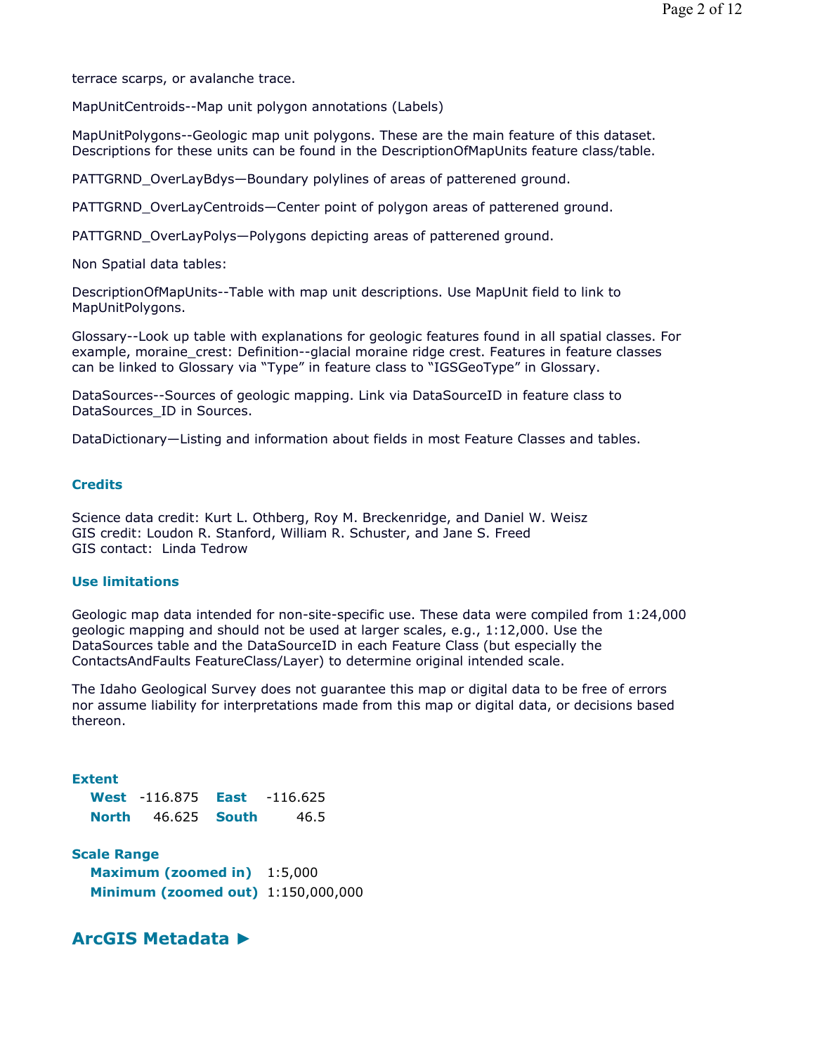terrace scarps, or avalanche trace.

MapUnitCentroids--Map unit polygon annotations (Labels)

MapUnitPolygons--Geologic map unit polygons. These are the main feature of this dataset. Descriptions for these units can be found in the DescriptionOfMapUnits feature class/table.

PATTGRND_OverLayBdys—Boundary polylines of areas of patterened ground.

PATTGRND_OverLayCentroids—Center point of polygon areas of patterened ground.

PATTGRND_OverLayPolys—Polygons depicting areas of patterened ground.

Non Spatial data tables:

DescriptionOfMapUnits--Table with map unit descriptions. Use MapUnit field to link to MapUnitPolygons.

Glossary--Look up table with explanations for geologic features found in all spatial classes. For example, moraine_crest: Definition--glacial moraine ridge crest. Features in feature classes can be linked to Glossary via "Type" in feature class to "IGSGeoType" in Glossary.

DataSources--Sources of geologic mapping. Link via DataSourceID in feature class to DataSources_ID in Sources.

DataDictionary—Listing and information about fields in most Feature Classes and tables.

### Credits

Science data credit: Kurt L. Othberg, Roy M. Breckenridge, and Daniel W. Weisz
GIS credit: Loudon R. Stanford, William R. Schuster, and Jane S. Freed
GIS contact: Linda Tedrow

### Use limitations

Geologic map data intended for non-site-specific use. These data were compiled from 1:24,000 geologic mapping and should not be used at larger scales, e.g., 1:12,000. Use the DataSources table and the DataSourceID in each Feature Class (but especially the ContactsAndFaults FeatureClass/Layer) to determine original intended scale.

The Idaho Geological Survey does not guarantee this map or digital data to be free of errors nor assume liability for interpretations made from this map or digital data, or decisions based thereon.

### Extent

| | | | |
|---|---|---|---|
| **West** | -116.875 | **East** | -116.625 |
| **North** | 46.625 | **South** | 46.5 |

### Scale Range

| | |
|---|---|
| **Maximum (zoomed in)** | 1:5,000 |
| **Minimum (zoomed out)** | 1:150,000,000 |

## ArcGIS Metadata ►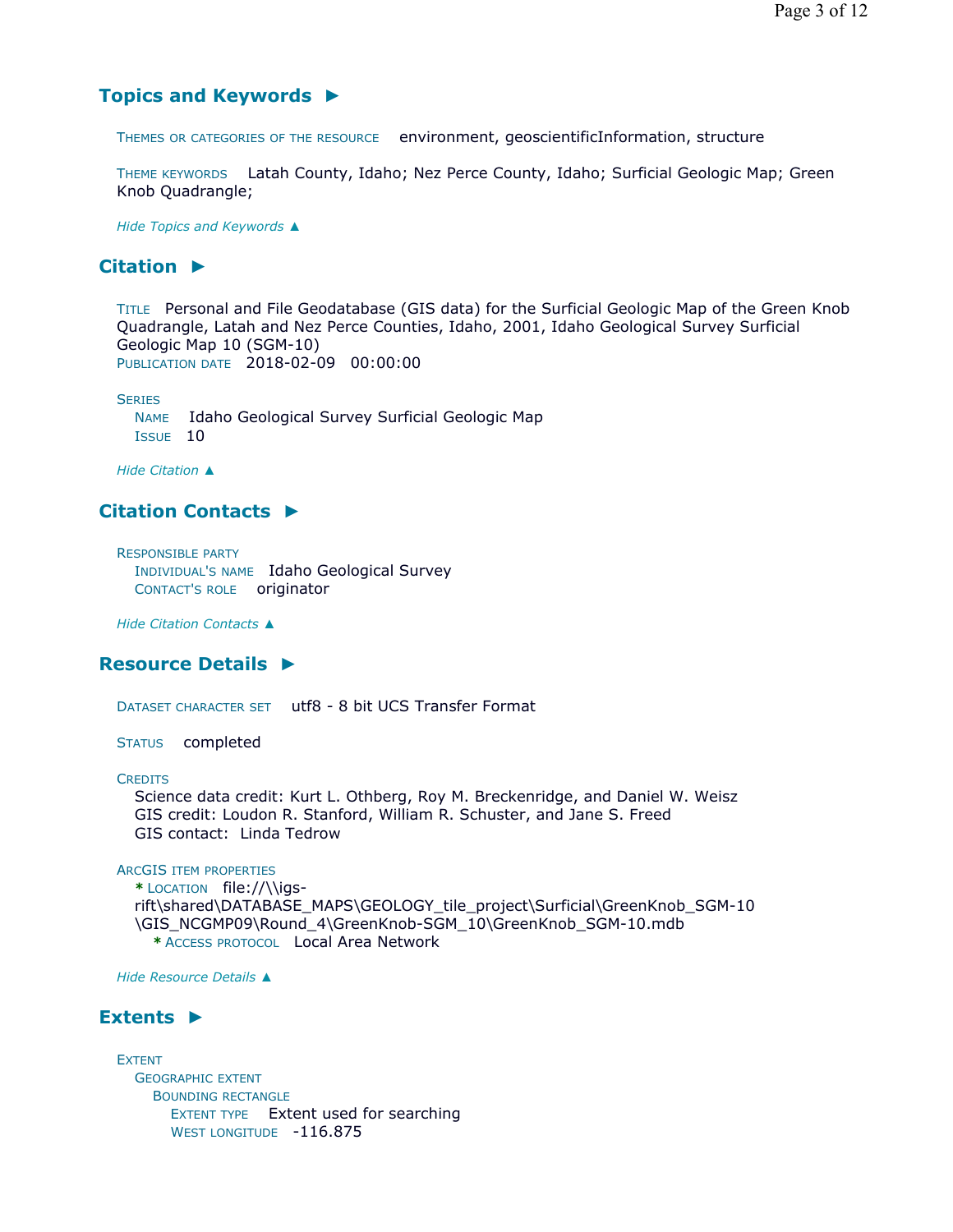## Topics and Keywords ►

THEMES OR CATEGORIES OF THE RESOURCE environment, geoscientificInformation, structure

THEME KEYWORDS Latah County, Idaho; Nez Perce County, Idaho; Surficial Geologic Map; Green Knob Quadrangle;

*Hide Topics and Keywords ▲*

## Citation ►

TITLE Personal and File Geodatabase (GIS data) for the Surficial Geologic Map of the Green Knob Quadrangle, Latah and Nez Perce Counties, Idaho, 2001, Idaho Geological Survey Surficial Geologic Map 10 (SGM-10)
PUBLICATION DATE 2018-02-09 00:00:00

SERIES
NAME Idaho Geological Survey Surficial Geologic Map
ISSUE 10

*Hide Citation ▲*

## Citation Contacts ►

RESPONSIBLE PARTY
INDIVIDUAL'S NAME Idaho Geological Survey
CONTACT'S ROLE originator

*Hide Citation Contacts ▲*

## Resource Details ►

DATASET CHARACTER SET utf8 - 8 bit UCS Transfer Format

STATUS completed

CREDITS
Science data credit: Kurt L. Othberg, Roy M. Breckenridge, and Daniel W. Weisz
GIS credit: Loudon R. Stanford, William R. Schuster, and Jane S. Freed
GIS contact: Linda Tedrow

ARCGIS ITEM PROPERTIES
* LOCATION file://\\igs-rift\shared\DATABASE_MAPS\GEOLOGY_tile_project\Surficial\GreenKnob_SGM-10\GIS_NCGMP09\Round_4\GreenKnob-SGM_10\GreenKnob_SGM-10.mdb
* ACCESS PROTOCOL Local Area Network

*Hide Resource Details ▲*

## Extents ►

EXTENT
GEOGRAPHIC EXTENT
BOUNDING RECTANGLE
EXTENT TYPE Extent used for searching
WEST LONGITUDE -116.875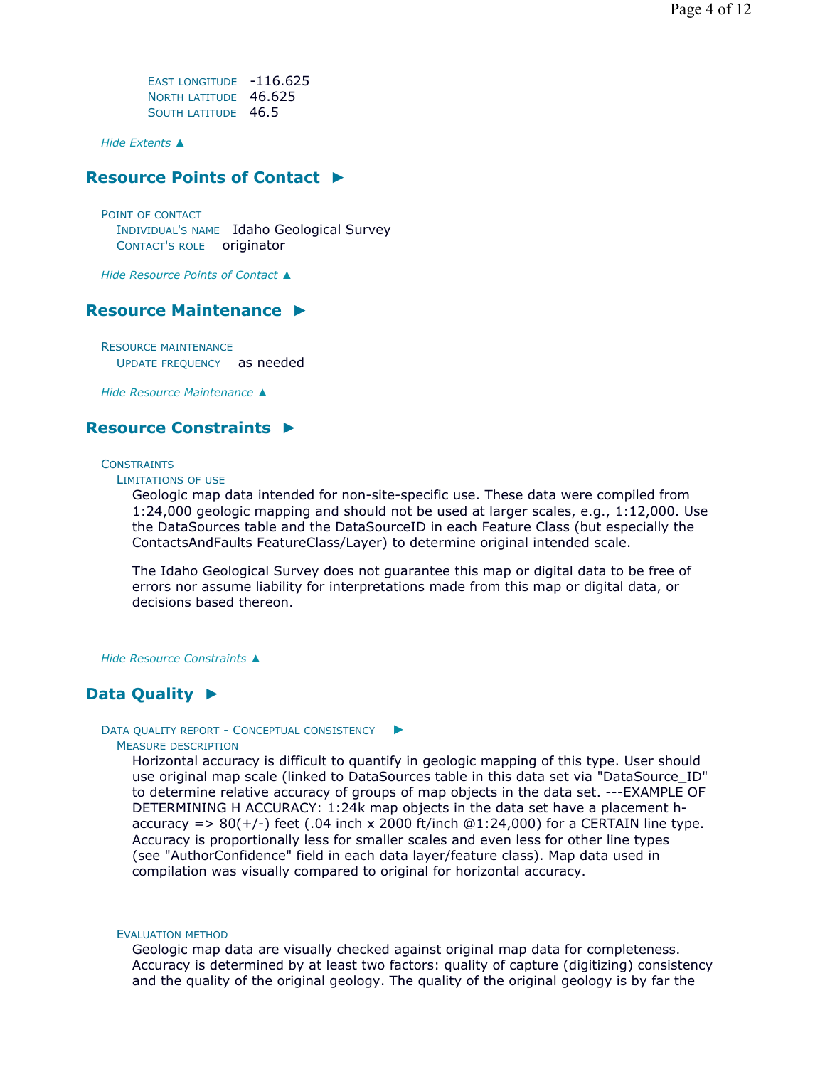EAST LONGITUDE -116.625
NORTH LATITUDE 46.625
SOUTH LATITUDE 46.5

*Hide Extents ▲*

## Resource Points of Contact ►

POINT OF CONTACT
INDIVIDUAL'S NAME Idaho Geological Survey
CONTACT'S ROLE originator

*Hide Resource Points of Contact ▲*

## Resource Maintenance ►

RESOURCE MAINTENANCE
UPDATE FREQUENCY as needed

*Hide Resource Maintenance ▲*

## Resource Constraints ►

CONSTRAINTS
LIMITATIONS OF USE

Geologic map data intended for non-site-specific use. These data were compiled from 1:24,000 geologic mapping and should not be used at larger scales, e.g., 1:12,000. Use the DataSources table and the DataSourceID in each Feature Class (but especially the ContactsAndFaults FeatureClass/Layer) to determine original intended scale.

The Idaho Geological Survey does not guarantee this map or digital data to be free of errors nor assume liability for interpretations made from this map or digital data, or decisions based thereon.

*Hide Resource Constraints ▲*

## Data Quality ►

DATA QUALITY REPORT - CONCEPTUAL CONSISTENCY ►
MEASURE DESCRIPTION

Horizontal accuracy is difficult to quantify in geologic mapping of this type. User should use original map scale (linked to DataSources table in this data set via "DataSource_ID" to determine relative accuracy of groups of map objects in the data set. ---EXAMPLE OF DETERMINING H ACCURACY: 1:24k map objects in the data set have a placement h-accuracy => 80(+/-) feet (.04 inch x 2000 ft/inch @1:24,000) for a CERTAIN line type. Accuracy is proportionally less for smaller scales and even less for other line types (see "AuthorConfidence" field in each data layer/feature class). Map data used in compilation was visually compared to original for horizontal accuracy.

EVALUATION METHOD

Geologic map data are visually checked against original map data for completeness. Accuracy is determined by at least two factors: quality of capture (digitizing) consistency and the quality of the original geology. The quality of the original geology is by far the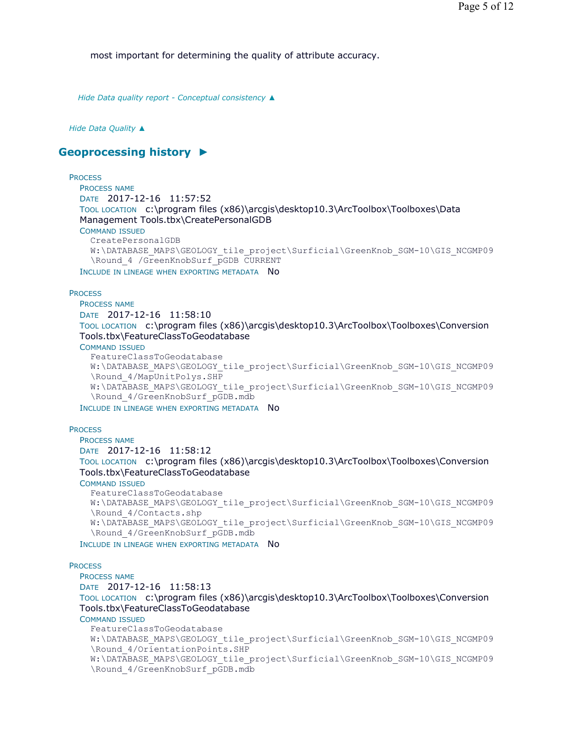most important for determining the quality of attribute accuracy.

*Hide Data quality report - Conceptual consistency ▲*

*Hide Data Quality ▲*

## Geoprocessing history ►

PROCESS
PROCESS NAME
DATE 2017-12-16 11:57:52
TOOL LOCATION c:\program files (x86)\arcgis\desktop10.3\ArcToolbox\Toolboxes\Data Management Tools.tbx\CreatePersonalGDB
COMMAND ISSUED

```
CreatePersonalGDB
W:\DATABASE_MAPS\GEOLOGY_tile_project\Surficial\GreenKnob_SGM-10\GIS_NCGMP09
\Round_4 /GreenKnobSurf_pGDB CURRENT
```

INCLUDE IN LINEAGE WHEN EXPORTING METADATA No

PROCESS
PROCESS NAME
DATE 2017-12-16 11:58:10
TOOL LOCATION c:\program files (x86)\arcgis\desktop10.3\ArcToolbox\Toolboxes\Conversion Tools.tbx\FeatureClassToGeodatabase
COMMAND ISSUED

```
FeatureClassToGeodatabase
W:\DATABASE_MAPS\GEOLOGY_tile_project\Surficial\GreenKnob_SGM-10\GIS_NCGMP09
\Round_4/MapUnitPolys.SHP
W:\DATABASE_MAPS\GEOLOGY_tile_project\Surficial\GreenKnob_SGM-10\GIS_NCGMP09
\Round_4/GreenKnobSurf_pGDB.mdb
```

INCLUDE IN LINEAGE WHEN EXPORTING METADATA No

PROCESS
PROCESS NAME
DATE 2017-12-16 11:58:12
TOOL LOCATION c:\program files (x86)\arcgis\desktop10.3\ArcToolbox\Toolboxes\Conversion Tools.tbx\FeatureClassToGeodatabase
COMMAND ISSUED

```
FeatureClassToGeodatabase
W:\DATABASE_MAPS\GEOLOGY_tile_project\Surficial\GreenKnob_SGM-10\GIS_NCGMP09
\Round_4/Contacts.shp
W:\DATABASE_MAPS\GEOLOGY_tile_project\Surficial\GreenKnob_SGM-10\GIS_NCGMP09
\Round_4/GreenKnobSurf_pGDB.mdb
```

INCLUDE IN LINEAGE WHEN EXPORTING METADATA No

PROCESS
PROCESS NAME
DATE 2017-12-16 11:58:13
TOOL LOCATION c:\program files (x86)\arcgis\desktop10.3\ArcToolbox\Toolboxes\Conversion Tools.tbx\FeatureClassToGeodatabase
COMMAND ISSUED

```
FeatureClassToGeodatabase
W:\DATABASE_MAPS\GEOLOGY_tile_project\Surficial\GreenKnob_SGM-10\GIS_NCGMP09
\Round_4/OrientationPoints.SHP
W:\DATABASE_MAPS\GEOLOGY_tile_project\Surficial\GreenKnob_SGM-10\GIS_NCGMP09
\Round_4/GreenKnobSurf_pGDB.mdb
```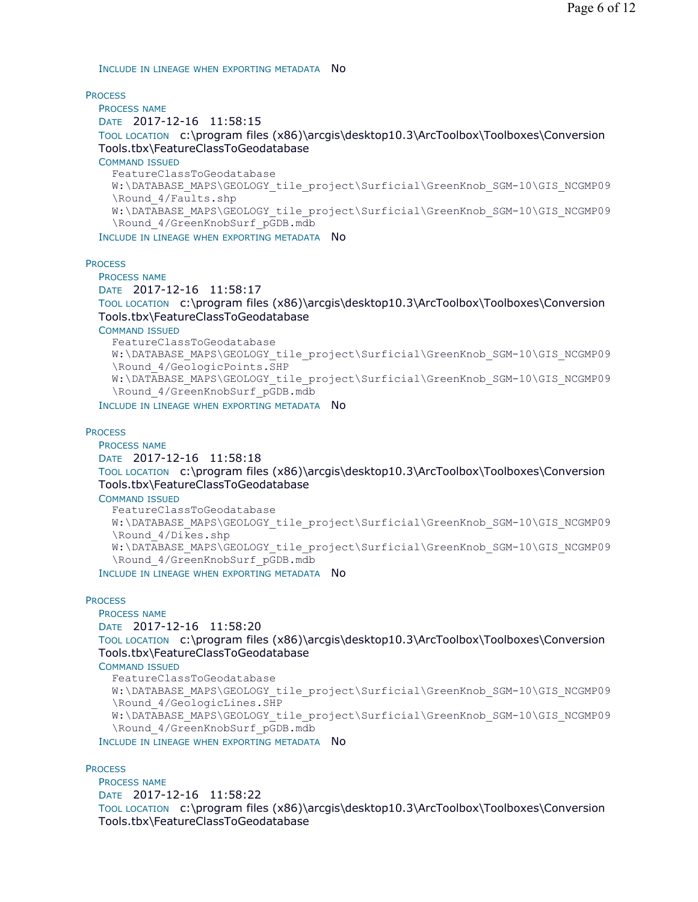INCLUDE IN LINEAGE WHEN EXPORTING METADATA No

PROCESS

PROCESS NAME

DATE 2017-12-16 11:58:15

TOOL LOCATION c:\program files (x86)\arcgis\desktop10.3\ArcToolbox\Toolboxes\Conversion Tools.tbx\FeatureClassToGeodatabase

COMMAND ISSUED

```
FeatureClassToGeodatabase
W:\DATABASE_MAPS\GEOLOGY_tile_project\Surficial\GreenKnob_SGM-10\GIS_NCGMP09
\Round_4/Faults.shp
W:\DATABASE_MAPS\GEOLOGY_tile_project\Surficial\GreenKnob_SGM-10\GIS_NCGMP09
\Round_4/GreenKnobSurf_pGDB.mdb
```

INCLUDE IN LINEAGE WHEN EXPORTING METADATA No

PROCESS

PROCESS NAME

DATE 2017-12-16 11:58:17

TOOL LOCATION c:\program files (x86)\arcgis\desktop10.3\ArcToolbox\Toolboxes\Conversion Tools.tbx\FeatureClassToGeodatabase

COMMAND ISSUED

```
FeatureClassToGeodatabase
W:\DATABASE_MAPS\GEOLOGY_tile_project\Surficial\GreenKnob_SGM-10\GIS_NCGMP09
\Round_4/GeologicPoints.SHP
W:\DATABASE_MAPS\GEOLOGY_tile_project\Surficial\GreenKnob_SGM-10\GIS_NCGMP09
\Round_4/GreenKnobSurf_pGDB.mdb
```

INCLUDE IN LINEAGE WHEN EXPORTING METADATA No

PROCESS

PROCESS NAME

DATE 2017-12-16 11:58:18

TOOL LOCATION c:\program files (x86)\arcgis\desktop10.3\ArcToolbox\Toolboxes\Conversion Tools.tbx\FeatureClassToGeodatabase

COMMAND ISSUED

```
FeatureClassToGeodatabase
W:\DATABASE_MAPS\GEOLOGY_tile_project\Surficial\GreenKnob_SGM-10\GIS_NCGMP09
\Round_4/Dikes.shp
W:\DATABASE_MAPS\GEOLOGY_tile_project\Surficial\GreenKnob_SGM-10\GIS_NCGMP09
\Round_4/GreenKnobSurf_pGDB.mdb
```

INCLUDE IN LINEAGE WHEN EXPORTING METADATA No

PROCESS

PROCESS NAME

DATE 2017-12-16 11:58:20

TOOL LOCATION c:\program files (x86)\arcgis\desktop10.3\ArcToolbox\Toolboxes\Conversion Tools.tbx\FeatureClassToGeodatabase

COMMAND ISSUED

```
FeatureClassToGeodatabase
W:\DATABASE_MAPS\GEOLOGY_tile_project\Surficial\GreenKnob_SGM-10\GIS_NCGMP09
\Round_4/GeologicLines.SHP
W:\DATABASE_MAPS\GEOLOGY_tile_project\Surficial\GreenKnob_SGM-10\GIS_NCGMP09
\Round_4/GreenKnobSurf_pGDB.mdb
```

INCLUDE IN LINEAGE WHEN EXPORTING METADATA No

PROCESS

PROCESS NAME

DATE 2017-12-16 11:58:22

TOOL LOCATION c:\program files (x86)\arcgis\desktop10.3\ArcToolbox\Toolboxes\Conversion Tools.tbx\FeatureClassToGeodatabase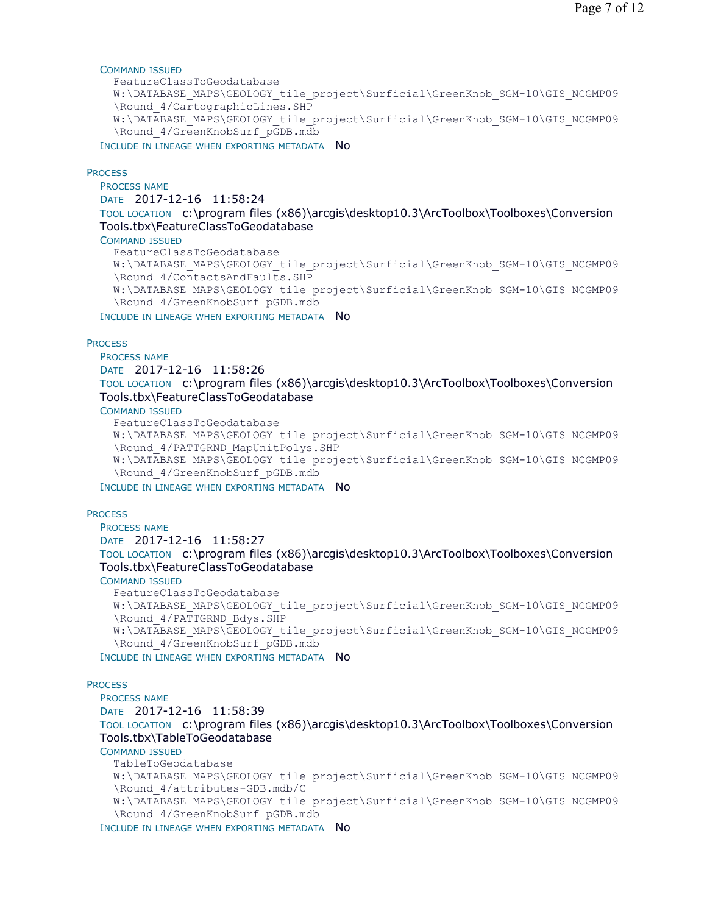COMMAND ISSUED

```
FeatureClassToGeodatabase
W:\DATABASE_MAPS\GEOLOGY_tile_project\Surficial\GreenKnob_SGM-10\GIS_NCGMP09
\Round_4/CartographicLines.SHP
W:\DATABASE_MAPS\GEOLOGY_tile_project\Surficial\GreenKnob_SGM-10\GIS_NCGMP09
\Round_4/GreenKnobSurf_pGDB.mdb
```

INCLUDE IN LINEAGE WHEN EXPORTING METADATA No

PROCESS

PROCESS NAME

DATE 2017-12-16 11:58:24

TOOL LOCATION c:\program files (x86)\arcgis\desktop10.3\ArcToolbox\Toolboxes\Conversion Tools.tbx\FeatureClassToGeodatabase

COMMAND ISSUED

```
FeatureClassToGeodatabase
W:\DATABASE_MAPS\GEOLOGY_tile_project\Surficial\GreenKnob_SGM-10\GIS_NCGMP09
\Round_4/ContactsAndFaults.SHP
W:\DATABASE_MAPS\GEOLOGY_tile_project\Surficial\GreenKnob_SGM-10\GIS_NCGMP09
\Round_4/GreenKnobSurf_pGDB.mdb
```

INCLUDE IN LINEAGE WHEN EXPORTING METADATA No

PROCESS

PROCESS NAME

DATE 2017-12-16 11:58:26

TOOL LOCATION c:\program files (x86)\arcgis\desktop10.3\ArcToolbox\Toolboxes\Conversion Tools.tbx\FeatureClassToGeodatabase

COMMAND ISSUED

```
FeatureClassToGeodatabase
W:\DATABASE_MAPS\GEOLOGY_tile_project\Surficial\GreenKnob_SGM-10\GIS_NCGMP09
\Round_4/PATTGRND_MapUnitPolys.SHP
W:\DATABASE_MAPS\GEOLOGY_tile_project\Surficial\GreenKnob_SGM-10\GIS_NCGMP09
\Round_4/GreenKnobSurf_pGDB.mdb
```

INCLUDE IN LINEAGE WHEN EXPORTING METADATA No

PROCESS

PROCESS NAME

DATE 2017-12-16 11:58:27

TOOL LOCATION c:\program files (x86)\arcgis\desktop10.3\ArcToolbox\Toolboxes\Conversion Tools.tbx\FeatureClassToGeodatabase

COMMAND ISSUED

```
FeatureClassToGeodatabase
W:\DATABASE_MAPS\GEOLOGY_tile_project\Surficial\GreenKnob_SGM-10\GIS_NCGMP09
\Round_4/PATTGRND_Bdys.SHP
W:\DATABASE_MAPS\GEOLOGY_tile_project\Surficial\GreenKnob_SGM-10\GIS_NCGMP09
\Round_4/GreenKnobSurf_pGDB.mdb
```

INCLUDE IN LINEAGE WHEN EXPORTING METADATA No

PROCESS

PROCESS NAME

DATE 2017-12-16 11:58:39

TOOL LOCATION c:\program files (x86)\arcgis\desktop10.3\ArcToolbox\Toolboxes\Conversion Tools.tbx\TableToGeodatabase

COMMAND ISSUED

```
TableToGeodatabase
W:\DATABASE_MAPS\GEOLOGY_tile_project\Surficial\GreenKnob_SGM-10\GIS_NCGMP09
\Round_4/attributes-GDB.mdb/C
W:\DATABASE_MAPS\GEOLOGY_tile_project\Surficial\GreenKnob_SGM-10\GIS_NCGMP09
\Round_4/GreenKnobSurf_pGDB.mdb
```

INCLUDE IN LINEAGE WHEN EXPORTING METADATA No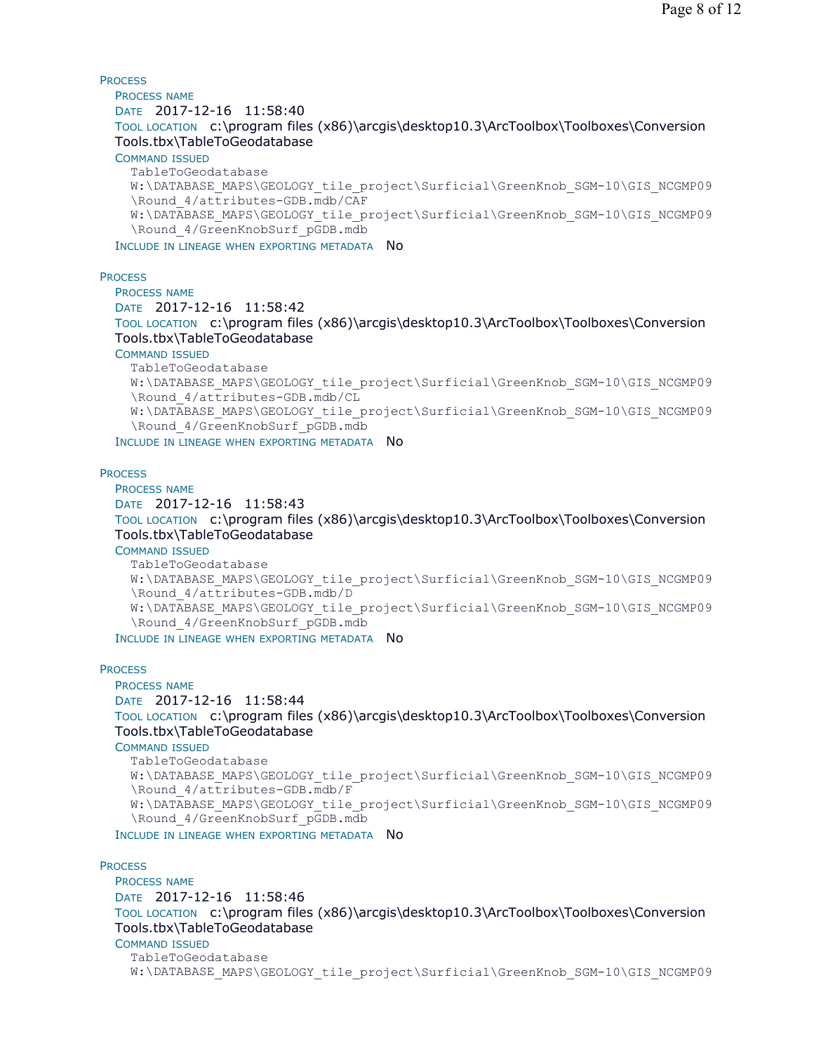PROCESS

PROCESS NAME

DATE 2017-12-16 11:58:40

TOOL LOCATION c:\program files (x86)\arcgis\desktop10.3\ArcToolbox\Toolboxes\Conversion Tools.tbx\TableToGeodatabase

COMMAND ISSUED

```
TableToGeodatabase
W:\DATABASE_MAPS\GEOLOGY_tile_project\Surficial\GreenKnob_SGM-10\GIS_NCGMP09
\Round_4/attributes-GDB.mdb/CAF
W:\DATABASE_MAPS\GEOLOGY_tile_project\Surficial\GreenKnob_SGM-10\GIS_NCGMP09
\Round_4/GreenKnobSurf_pGDB.mdb
```

INCLUDE IN LINEAGE WHEN EXPORTING METADATA No

PROCESS

PROCESS NAME

DATE 2017-12-16 11:58:42

TOOL LOCATION c:\program files (x86)\arcgis\desktop10.3\ArcToolbox\Toolboxes\Conversion Tools.tbx\TableToGeodatabase

COMMAND ISSUED

```
TableToGeodatabase
W:\DATABASE_MAPS\GEOLOGY_tile_project\Surficial\GreenKnob_SGM-10\GIS_NCGMP09
\Round_4/attributes-GDB.mdb/CL
W:\DATABASE_MAPS\GEOLOGY_tile_project\Surficial\GreenKnob_SGM-10\GIS_NCGMP09
\Round_4/GreenKnobSurf_pGDB.mdb
```

INCLUDE IN LINEAGE WHEN EXPORTING METADATA No

PROCESS

PROCESS NAME

DATE 2017-12-16 11:58:43

TOOL LOCATION c:\program files (x86)\arcgis\desktop10.3\ArcToolbox\Toolboxes\Conversion Tools.tbx\TableToGeodatabase

COMMAND ISSUED

```
TableToGeodatabase
W:\DATABASE_MAPS\GEOLOGY_tile_project\Surficial\GreenKnob_SGM-10\GIS_NCGMP09
\Round_4/attributes-GDB.mdb/D
W:\DATABASE_MAPS\GEOLOGY_tile_project\Surficial\GreenKnob_SGM-10\GIS_NCGMP09
\Round_4/GreenKnobSurf_pGDB.mdb
```

INCLUDE IN LINEAGE WHEN EXPORTING METADATA No

PROCESS

PROCESS NAME

DATE 2017-12-16 11:58:44

TOOL LOCATION c:\program files (x86)\arcgis\desktop10.3\ArcToolbox\Toolboxes\Conversion Tools.tbx\TableToGeodatabase

COMMAND ISSUED

```
TableToGeodatabase
W:\DATABASE_MAPS\GEOLOGY_tile_project\Surficial\GreenKnob_SGM-10\GIS_NCGMP09
\Round_4/attributes-GDB.mdb/F
W:\DATABASE_MAPS\GEOLOGY_tile_project\Surficial\GreenKnob_SGM-10\GIS_NCGMP09
\Round_4/GreenKnobSurf_pGDB.mdb
```

INCLUDE IN LINEAGE WHEN EXPORTING METADATA No

PROCESS

PROCESS NAME

DATE 2017-12-16 11:58:46

TOOL LOCATION c:\program files (x86)\arcgis\desktop10.3\ArcToolbox\Toolboxes\Conversion Tools.tbx\TableToGeodatabase

COMMAND ISSUED

```
TableToGeodatabase
W:\DATABASE_MAPS\GEOLOGY_tile_project\Surficial\GreenKnob_SGM-10\GIS_NCGMP09
```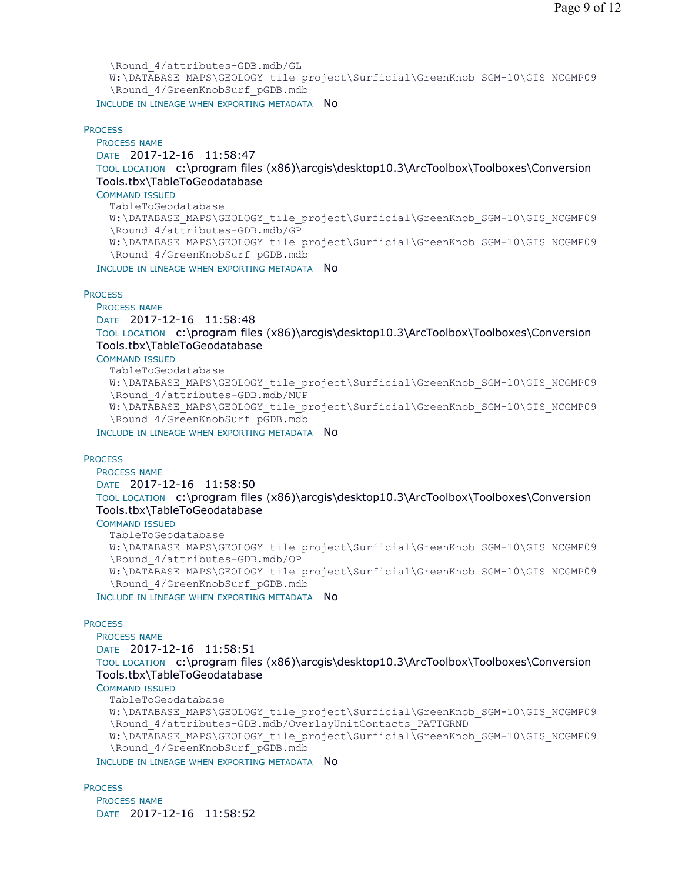\Round_4/attributes-GDB.mdb/GL
W:\DATABASE_MAPS\GEOLOGY_tile_project\Surficial\GreenKnob_SGM-10\GIS_NCGMP09
\Round_4/GreenKnobSurf_pGDB.mdb

INCLUDE IN LINEAGE WHEN EXPORTING METADATA  No

PROCESS

PROCESS NAME

DATE  2017-12-16  11:58:47

TOOL LOCATION  c:\program files (x86)\arcgis\desktop10.3\ArcToolbox\Toolboxes\Conversion Tools.tbx\TableToGeodatabase

COMMAND ISSUED

```
TableToGeodatabase
W:\DATABASE_MAPS\GEOLOGY_tile_project\Surficial\GreenKnob_SGM-10\GIS_NCGMP09
\Round_4/attributes-GDB.mdb/GP
W:\DATABASE_MAPS\GEOLOGY_tile_project\Surficial\GreenKnob_SGM-10\GIS_NCGMP09
\Round_4/GreenKnobSurf_pGDB.mdb
```

INCLUDE IN LINEAGE WHEN EXPORTING METADATA  No

PROCESS

PROCESS NAME

DATE  2017-12-16  11:58:48

TOOL LOCATION  c:\program files (x86)\arcgis\desktop10.3\ArcToolbox\Toolboxes\Conversion Tools.tbx\TableToGeodatabase

COMMAND ISSUED

```
TableToGeodatabase
W:\DATABASE_MAPS\GEOLOGY_tile_project\Surficial\GreenKnob_SGM-10\GIS_NCGMP09
\Round_4/attributes-GDB.mdb/MUP
W:\DATABASE_MAPS\GEOLOGY_tile_project\Surficial\GreenKnob_SGM-10\GIS_NCGMP09
\Round_4/GreenKnobSurf_pGDB.mdb
```

INCLUDE IN LINEAGE WHEN EXPORTING METADATA  No

PROCESS

PROCESS NAME

DATE  2017-12-16  11:58:50

TOOL LOCATION  c:\program files (x86)\arcgis\desktop10.3\ArcToolbox\Toolboxes\Conversion Tools.tbx\TableToGeodatabase

COMMAND ISSUED

```
TableToGeodatabase
W:\DATABASE_MAPS\GEOLOGY_tile_project\Surficial\GreenKnob_SGM-10\GIS_NCGMP09
\Round_4/attributes-GDB.mdb/OP
W:\DATABASE_MAPS\GEOLOGY_tile_project\Surficial\GreenKnob_SGM-10\GIS_NCGMP09
\Round_4/GreenKnobSurf_pGDB.mdb
```

INCLUDE IN LINEAGE WHEN EXPORTING METADATA  No

PROCESS

PROCESS NAME

DATE  2017-12-16  11:58:51

TOOL LOCATION  c:\program files (x86)\arcgis\desktop10.3\ArcToolbox\Toolboxes\Conversion Tools.tbx\TableToGeodatabase

COMMAND ISSUED

```
TableToGeodatabase
W:\DATABASE_MAPS\GEOLOGY_tile_project\Surficial\GreenKnob_SGM-10\GIS_NCGMP09
\Round_4/attributes-GDB.mdb/OverlayUnitContacts_PATTGRND
W:\DATABASE_MAPS\GEOLOGY_tile_project\Surficial\GreenKnob_SGM-10\GIS_NCGMP09
\Round_4/GreenKnobSurf_pGDB.mdb
```

INCLUDE IN LINEAGE WHEN EXPORTING METADATA  No

PROCESS

PROCESS NAME

DATE  2017-12-16  11:58:52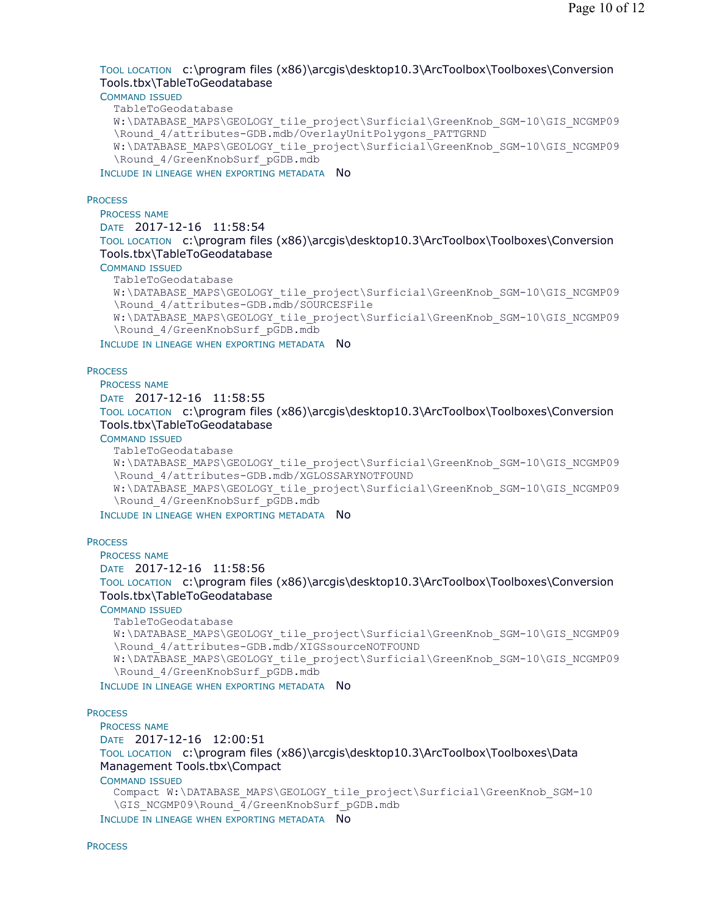TOOL LOCATION c:\program files (x86)\arcgis\desktop10.3\ArcToolbox\Toolboxes\Conversion Tools.tbx\TableToGeodatabase

COMMAND ISSUED

```
TableToGeodatabase
W:\DATABASE_MAPS\GEOLOGY_tile_project\Surficial\GreenKnob_SGM-10\GIS_NCGMP09
\Round_4/attributes-GDB.mdb/OverlayUnitPolygons_PATTGRND
W:\DATABASE_MAPS\GEOLOGY_tile_project\Surficial\GreenKnob_SGM-10\GIS_NCGMP09
\Round_4/GreenKnobSurf_pGDB.mdb
```

INCLUDE IN LINEAGE WHEN EXPORTING METADATA No

PROCESS

PROCESS NAME

DATE 2017-12-16 11:58:54

TOOL LOCATION c:\program files (x86)\arcgis\desktop10.3\ArcToolbox\Toolboxes\Conversion Tools.tbx\TableToGeodatabase

COMMAND ISSUED

```
TableToGeodatabase
W:\DATABASE_MAPS\GEOLOGY_tile_project\Surficial\GreenKnob_SGM-10\GIS_NCGMP09
\Round_4/attributes-GDB.mdb/SOURCESFile
W:\DATABASE_MAPS\GEOLOGY_tile_project\Surficial\GreenKnob_SGM-10\GIS_NCGMP09
\Round_4/GreenKnobSurf_pGDB.mdb
```

INCLUDE IN LINEAGE WHEN EXPORTING METADATA No

PROCESS

PROCESS NAME

DATE 2017-12-16 11:58:55

TOOL LOCATION c:\program files (x86)\arcgis\desktop10.3\ArcToolbox\Toolboxes\Conversion Tools.tbx\TableToGeodatabase

COMMAND ISSUED

```
TableToGeodatabase
W:\DATABASE_MAPS\GEOLOGY_tile_project\Surficial\GreenKnob_SGM-10\GIS_NCGMP09
\Round_4/attributes-GDB.mdb/XGLOSSARYNOTFOUND
W:\DATABASE_MAPS\GEOLOGY_tile_project\Surficial\GreenKnob_SGM-10\GIS_NCGMP09
\Round_4/GreenKnobSurf_pGDB.mdb
```

INCLUDE IN LINEAGE WHEN EXPORTING METADATA No

PROCESS

PROCESS NAME

DATE 2017-12-16 11:58:56

TOOL LOCATION c:\program files (x86)\arcgis\desktop10.3\ArcToolbox\Toolboxes\Conversion Tools.tbx\TableToGeodatabase

COMMAND ISSUED

```
TableToGeodatabase
W:\DATABASE_MAPS\GEOLOGY_tile_project\Surficial\GreenKnob_SGM-10\GIS_NCGMP09
\Round_4/attributes-GDB.mdb/XIGSsourceNOTFOUND
W:\DATABASE_MAPS\GEOLOGY_tile_project\Surficial\GreenKnob_SGM-10\GIS_NCGMP09
\Round_4/GreenKnobSurf_pGDB.mdb
```

INCLUDE IN LINEAGE WHEN EXPORTING METADATA No

PROCESS

PROCESS NAME

DATE 2017-12-16 12:00:51

TOOL LOCATION c:\program files (x86)\arcgis\desktop10.3\ArcToolbox\Toolboxes\Data Management Tools.tbx\Compact

COMMAND ISSUED

```
Compact W:\DATABASE_MAPS\GEOLOGY_tile_project\Surficial\GreenKnob_SGM-10
\GIS_NCGMP09\Round_4/GreenKnobSurf_pGDB.mdb
```

INCLUDE IN LINEAGE WHEN EXPORTING METADATA No

PROCESS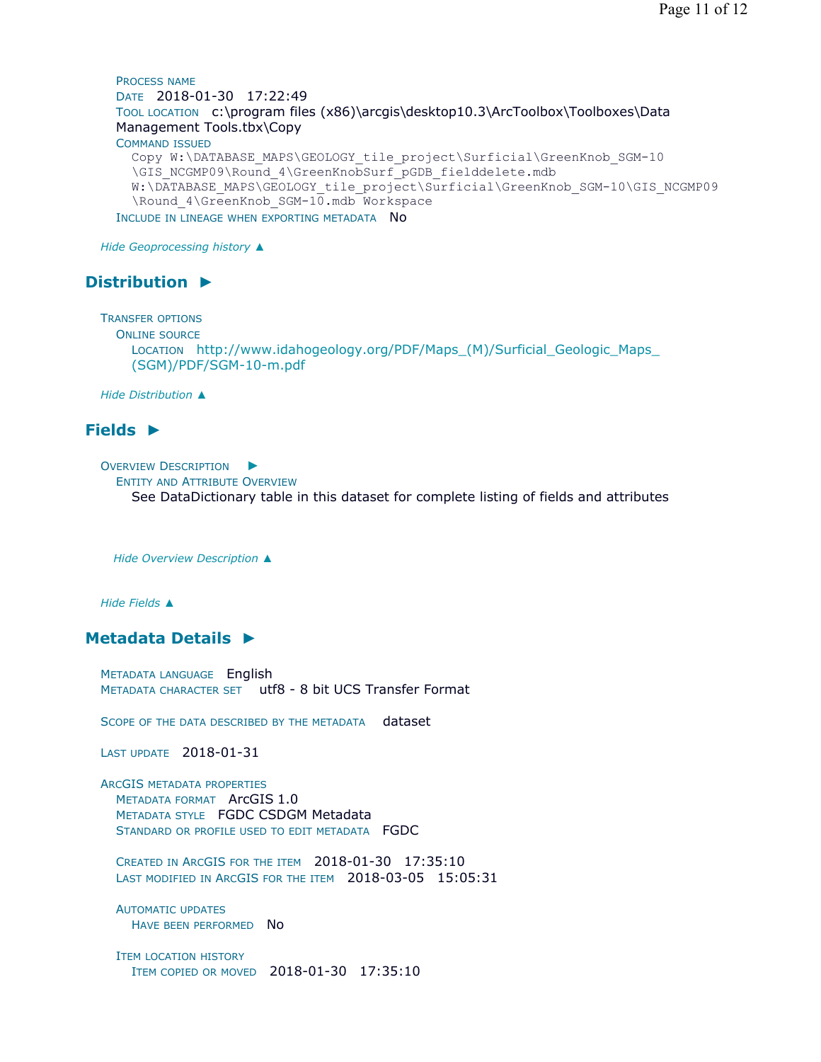Process name
Date 2018-01-30 17:22:49
Tool location c:\program files (x86)\arcgis\desktop10.3\ArcToolbox\Toolboxes\Data Management Tools.tbx\Copy
Command issued

```
Copy W:\DATABASE_MAPS\GEOLOGY_tile_project\Surficial\GreenKnob_SGM-10
\GIS_NCGMP09\Round_4\GreenKnobSurf_pGDB_fielddelete.mdb
W:\DATABASE_MAPS\GEOLOGY_tile_project\Surficial\GreenKnob_SGM-10\GIS_NCGMP09
\Round_4\GreenKnob_SGM-10.mdb Workspace
```

Include in lineage when exporting metadata No

*Hide Geoprocessing history ▲*

## Distribution ►

Transfer options
Online source
Location http://www.idahogeology.org/PDF/Maps_(M)/Surficial_Geologic_Maps_(SGM)/PDF/SGM-10-m.pdf

*Hide Distribution ▲*

## Fields ►

Overview Description ►
Entity and Attribute Overview
See DataDictionary table in this dataset for complete listing of fields and attributes

*Hide Overview Description ▲*

*Hide Fields ▲*

## Metadata Details ►

Metadata language English
Metadata character set utf8 - 8 bit UCS Transfer Format

Scope of the data described by the metadata dataset

Last update 2018-01-31

ArcGIS metadata properties
Metadata format ArcGIS 1.0
Metadata style FGDC CSDGM Metadata
Standard or profile used to edit metadata FGDC

Created in ArcGIS for the item 2018-01-30 17:35:10
Last modified in ArcGIS for the item 2018-03-05 15:05:31

Automatic updates
Have been performed No

Item location history
Item copied or moved 2018-01-30 17:35:10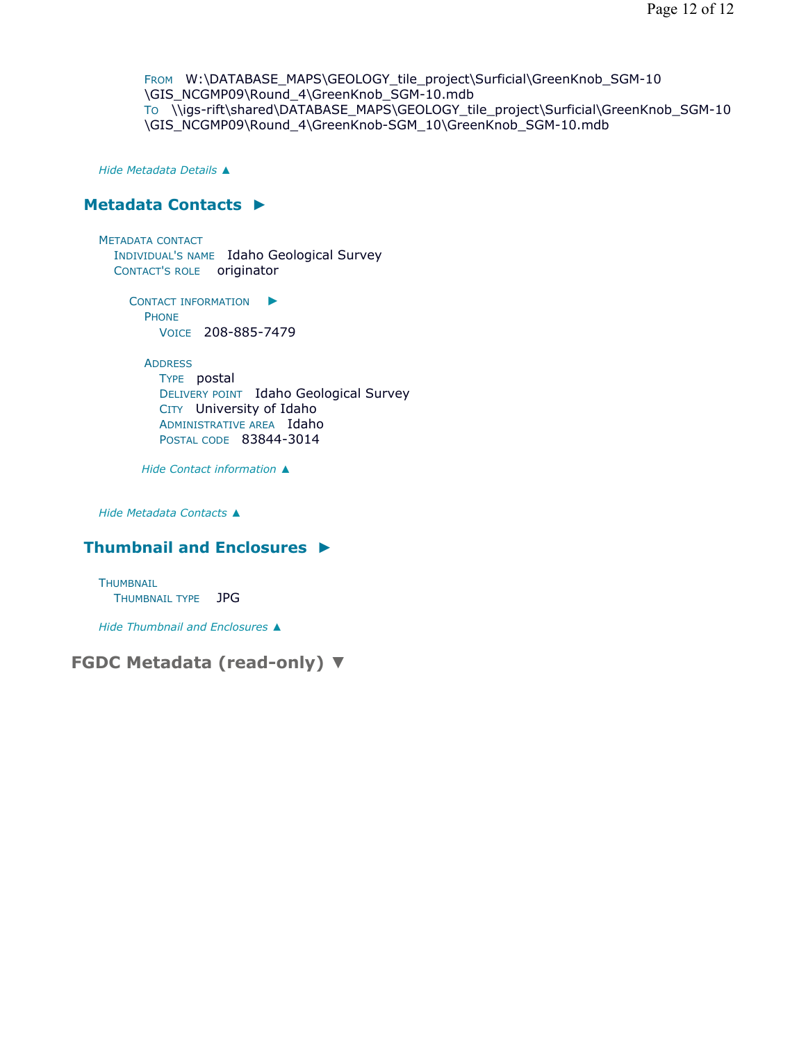FROM W:\DATABASE_MAPS\GEOLOGY_tile_project\Surficial\GreenKnob_SGM-10\GIS_NCGMP09\Round_4\GreenKnob_SGM-10.mdb
TO \\igs-rift\shared\DATABASE_MAPS\GEOLOGY_tile_project\Surficial\GreenKnob_SGM-10\GIS_NCGMP09\Round_4\GreenKnob-SGM_10\GreenKnob_SGM-10.mdb

*Hide Metadata Details ▲*

## Metadata Contacts ►

METADATA CONTACT
INDIVIDUAL'S NAME Idaho Geological Survey
CONTACT'S ROLE originator

CONTACT INFORMATION ►
PHONE
VOICE 208-885-7479

ADDRESS
TYPE postal
DELIVERY POINT Idaho Geological Survey
CITY University of Idaho
ADMINISTRATIVE AREA Idaho
POSTAL CODE 83844-3014

*Hide Contact information ▲*

*Hide Metadata Contacts ▲*

## Thumbnail and Enclosures ►

THUMBNAIL
THUMBNAIL TYPE JPG

*Hide Thumbnail and Enclosures ▲*

## FGDC Metadata (read-only) ▼